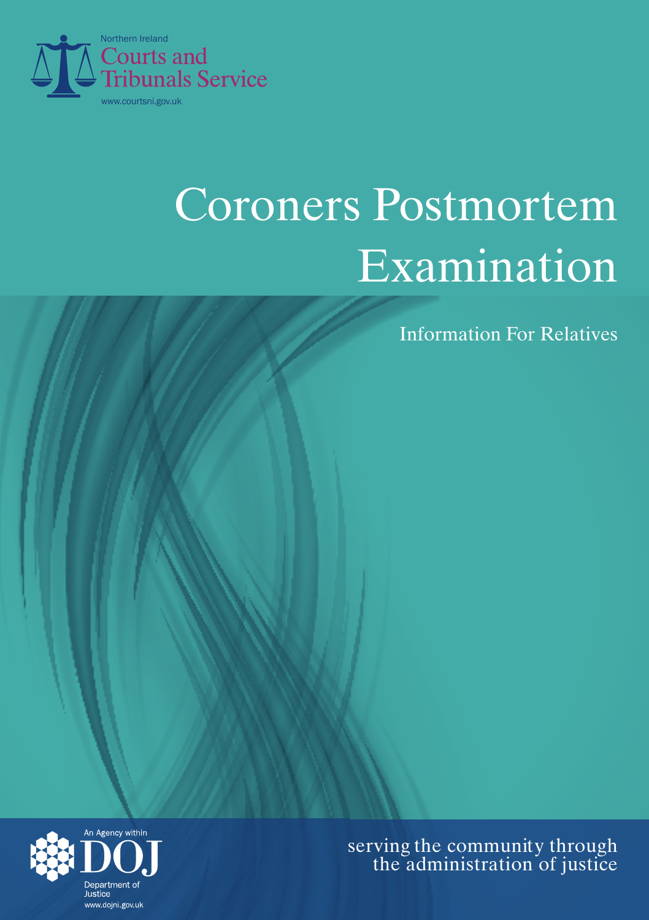Northern Ireland
Courts and
Tribunals Service
www.courtsni.gov.uk

# Coroners Postmortem Examination

## Information For Relatives

An Agency within
DOJ
Department of
Justice
www.dojni.gov.uk

serving the community through
the administration of justice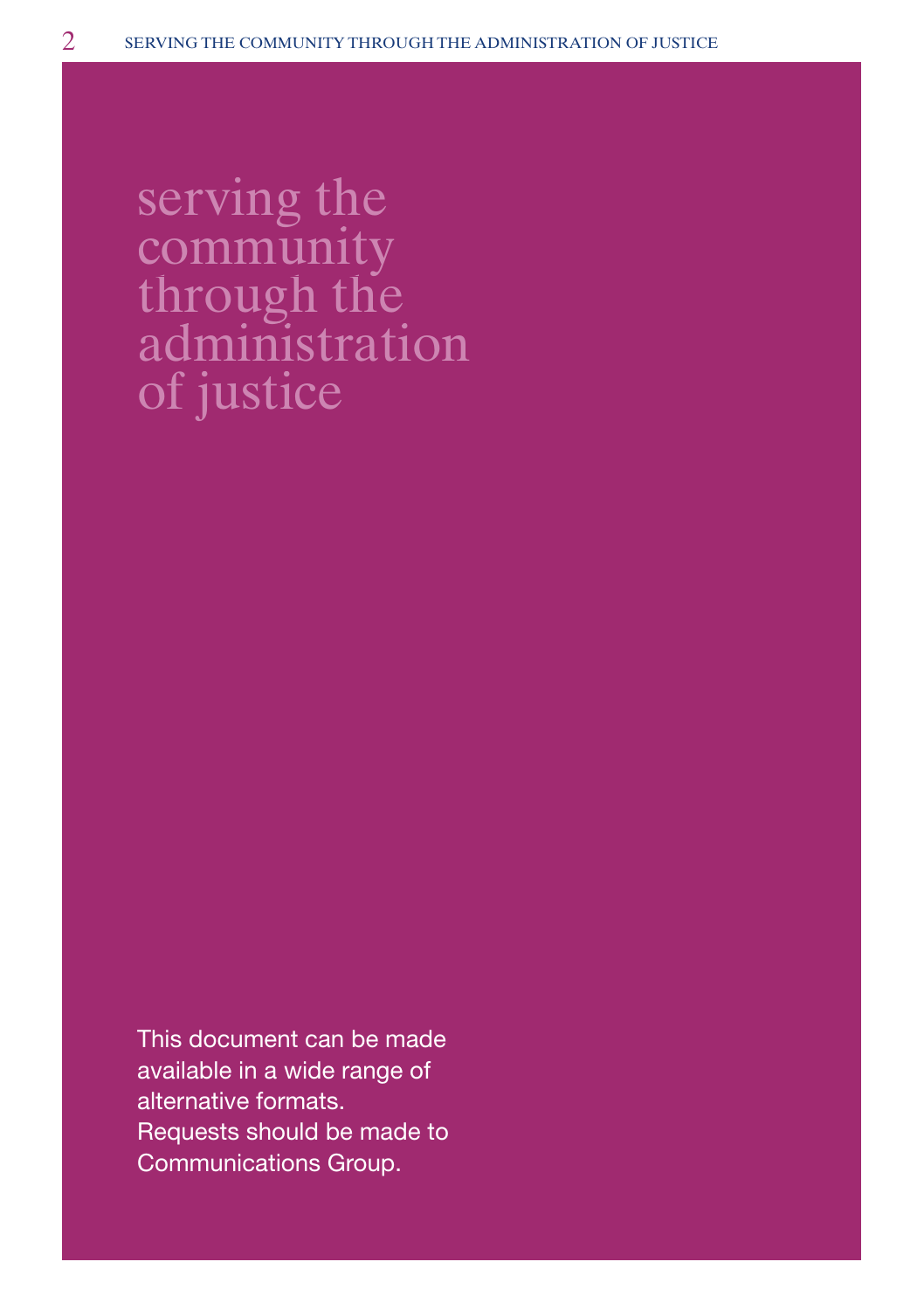# serving the community through the administration of justice

This document can be made available in a wide range of alternative formats. Requests should be made to Communications Group.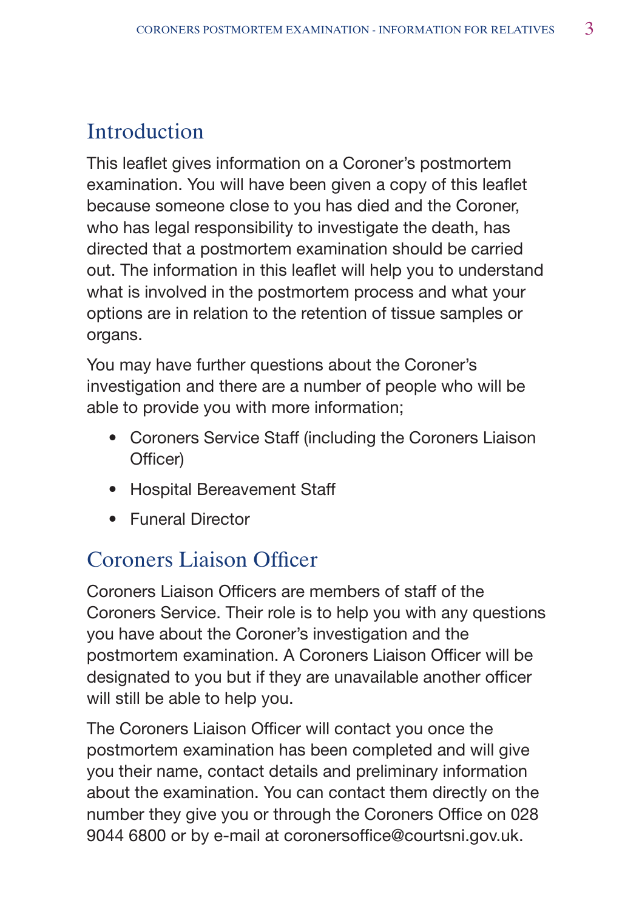## Introduction

This leaflet gives information on a Coroner's postmortem examination. You will have been given a copy of this leaflet because someone close to you has died and the Coroner, who has legal responsibility to investigate the death, has directed that a postmortem examination should be carried out. The information in this leaflet will help you to understand what is involved in the postmortem process and what your options are in relation to the retention of tissue samples or organs.

You may have further questions about the Coroner's investigation and there are a number of people who will be able to provide you with more information;

- Coroners Service Staff (including the Coroners Liaison Officer)
- Hospital Bereavement Staff
- Funeral Director

## Coroners Liaison Officer

Coroners Liaison Officers are members of staff of the Coroners Service. Their role is to help you with any questions you have about the Coroner's investigation and the postmortem examination. A Coroners Liaison Officer will be designated to you but if they are unavailable another officer will still be able to help you.

The Coroners Liaison Officer will contact you once the postmortem examination has been completed and will give you their name, contact details and preliminary information about the examination. You can contact them directly on the number they give you or through the Coroners Office on 028 9044 6800 or by e-mail at coronersoffice@courtsni.gov.uk.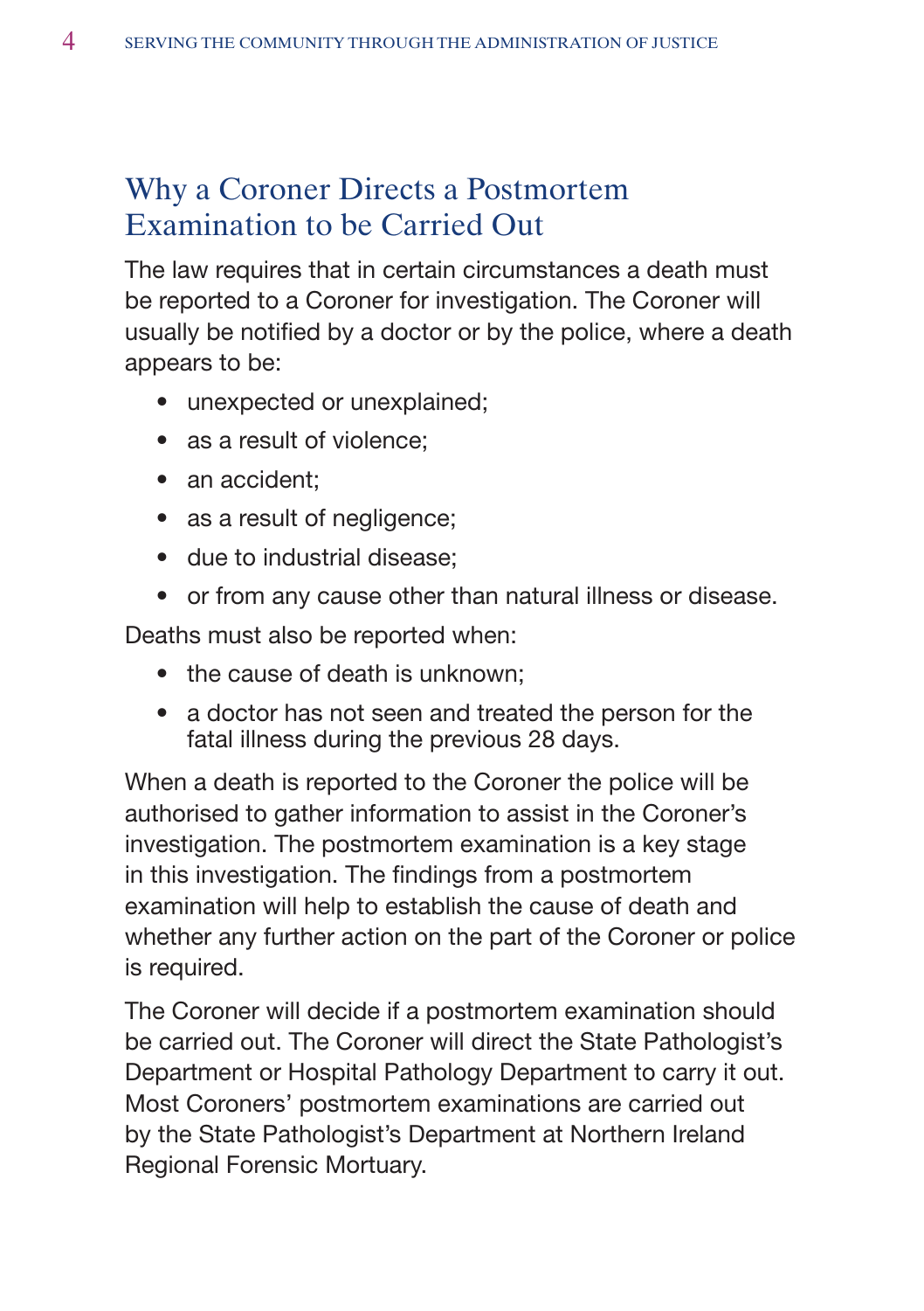## Why a Coroner Directs a Postmortem Examination to be Carried Out

The law requires that in certain circumstances a death must be reported to a Coroner for investigation. The Coroner will usually be notified by a doctor or by the police, where a death appears to be:

- unexpected or unexplained;
- as a result of violence;
- an accident;
- as a result of negligence;
- due to industrial disease;
- or from any cause other than natural illness or disease.

Deaths must also be reported when:

- the cause of death is unknown;
- a doctor has not seen and treated the person for the fatal illness during the previous 28 days.

When a death is reported to the Coroner the police will be authorised to gather information to assist in the Coroner's investigation. The postmortem examination is a key stage in this investigation. The findings from a postmortem examination will help to establish the cause of death and whether any further action on the part of the Coroner or police is required.

The Coroner will decide if a postmortem examination should be carried out. The Coroner will direct the State Pathologist's Department or Hospital Pathology Department to carry it out. Most Coroners' postmortem examinations are carried out by the State Pathologist's Department at Northern Ireland Regional Forensic Mortuary.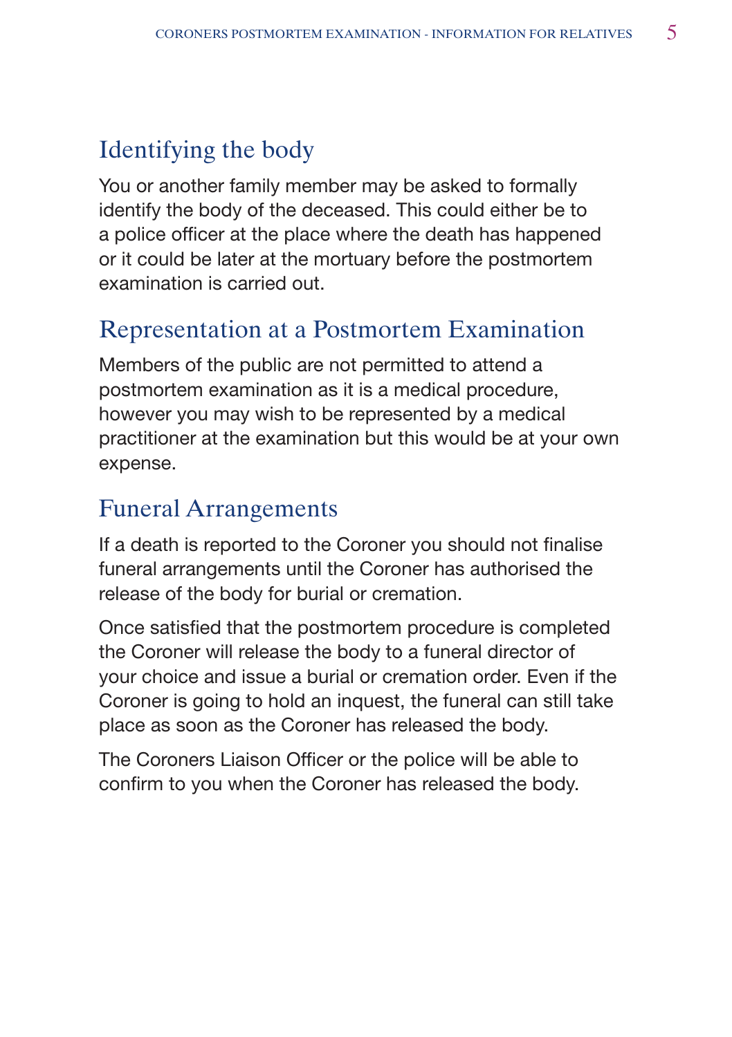## Identifying the body

You or another family member may be asked to formally identify the body of the deceased. This could either be to a police officer at the place where the death has happened or it could be later at the mortuary before the postmortem examination is carried out.

## Representation at a Postmortem Examination

Members of the public are not permitted to attend a postmortem examination as it is a medical procedure, however you may wish to be represented by a medical practitioner at the examination but this would be at your own expense.

## Funeral Arrangements

If a death is reported to the Coroner you should not finalise funeral arrangements until the Coroner has authorised the release of the body for burial or cremation.

Once satisfied that the postmortem procedure is completed the Coroner will release the body to a funeral director of your choice and issue a burial or cremation order. Even if the Coroner is going to hold an inquest, the funeral can still take place as soon as the Coroner has released the body.

The Coroners Liaison Officer or the police will be able to confirm to you when the Coroner has released the body.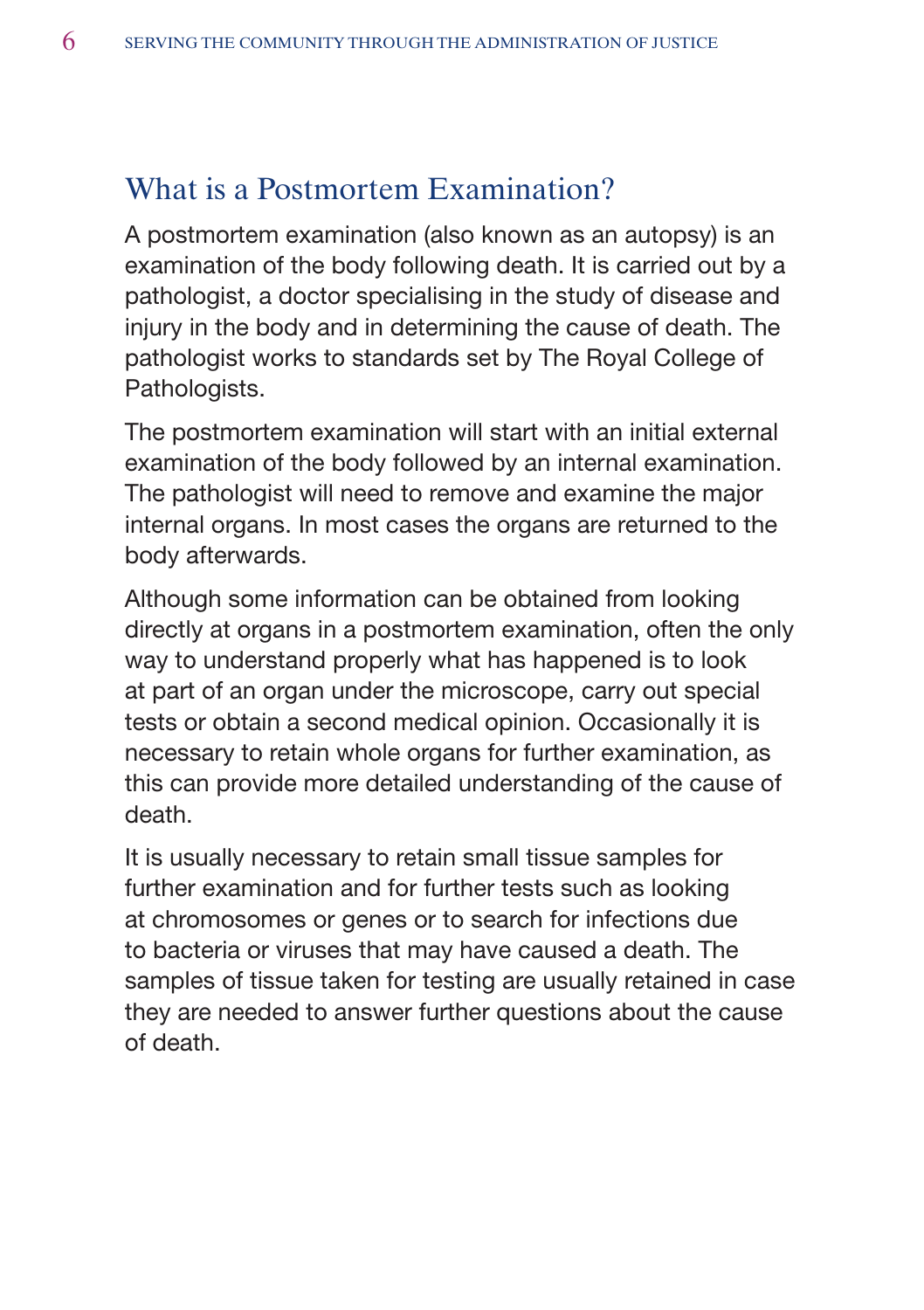## What is a Postmortem Examination?

A postmortem examination (also known as an autopsy) is an examination of the body following death. It is carried out by a pathologist, a doctor specialising in the study of disease and injury in the body and in determining the cause of death. The pathologist works to standards set by The Royal College of Pathologists.

The postmortem examination will start with an initial external examination of the body followed by an internal examination. The pathologist will need to remove and examine the major internal organs. In most cases the organs are returned to the body afterwards.

Although some information can be obtained from looking directly at organs in a postmortem examination, often the only way to understand properly what has happened is to look at part of an organ under the microscope, carry out special tests or obtain a second medical opinion. Occasionally it is necessary to retain whole organs for further examination, as this can provide more detailed understanding of the cause of death.

It is usually necessary to retain small tissue samples for further examination and for further tests such as looking at chromosomes or genes or to search for infections due to bacteria or viruses that may have caused a death. The samples of tissue taken for testing are usually retained in case they are needed to answer further questions about the cause of death.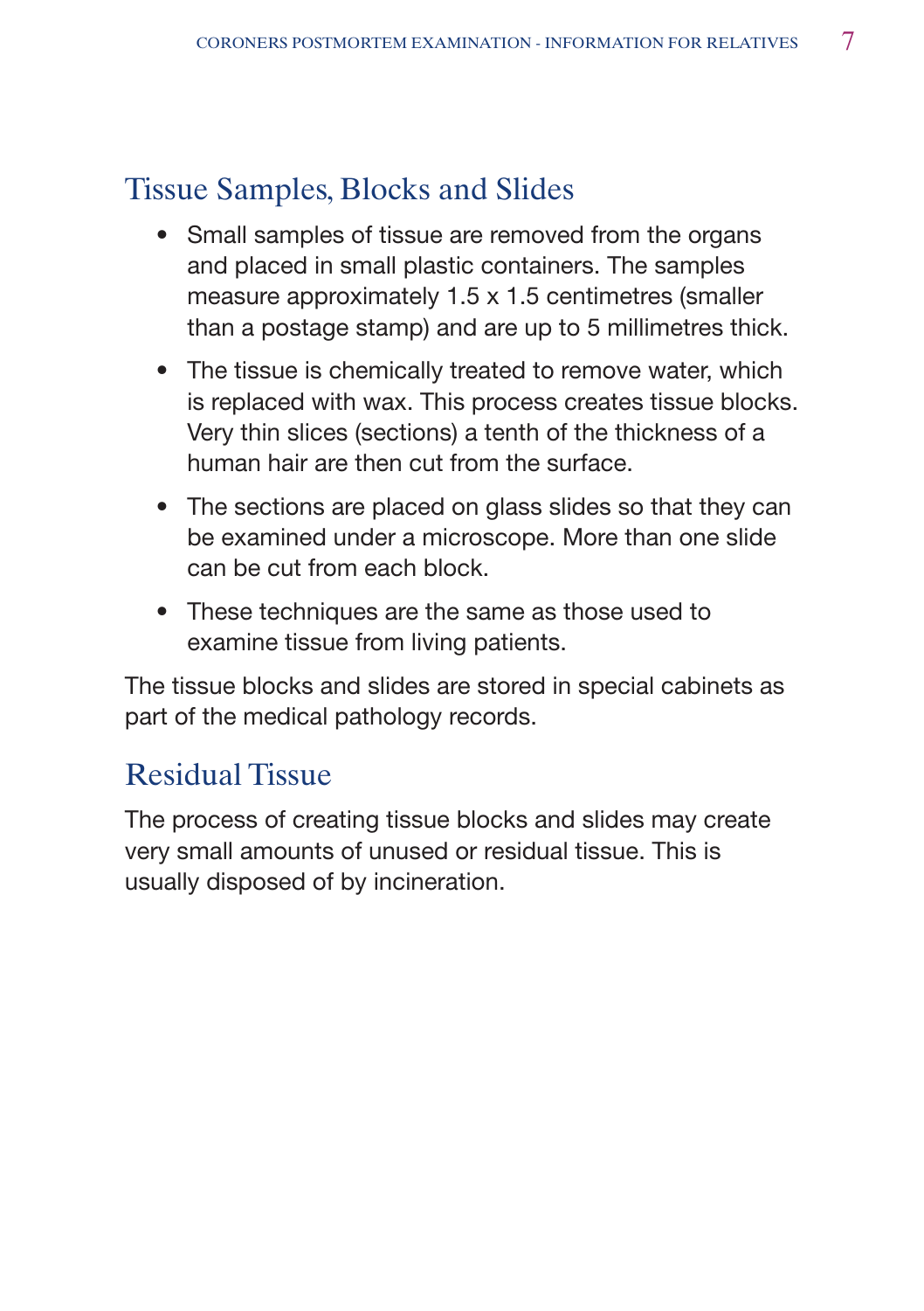## Tissue Samples, Blocks and Slides

- Small samples of tissue are removed from the organs and placed in small plastic containers. The samples measure approximately 1.5 x 1.5 centimetres (smaller than a postage stamp) and are up to 5 millimetres thick.
- The tissue is chemically treated to remove water, which is replaced with wax. This process creates tissue blocks. Very thin slices (sections) a tenth of the thickness of a human hair are then cut from the surface.
- The sections are placed on glass slides so that they can be examined under a microscope. More than one slide can be cut from each block.
- These techniques are the same as those used to examine tissue from living patients.

The tissue blocks and slides are stored in special cabinets as part of the medical pathology records.

## Residual Tissue

The process of creating tissue blocks and slides may create very small amounts of unused or residual tissue. This is usually disposed of by incineration.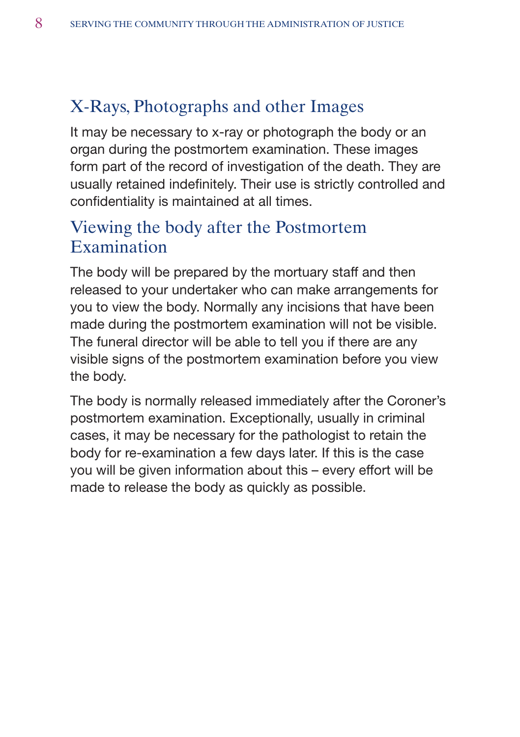## X-Rays, Photographs and other Images

It may be necessary to x-ray or photograph the body or an organ during the postmortem examination. These images form part of the record of investigation of the death. They are usually retained indefinitely. Their use is strictly controlled and confidentiality is maintained at all times.

## Viewing the body after the Postmortem Examination

The body will be prepared by the mortuary staff and then released to your undertaker who can make arrangements for you to view the body. Normally any incisions that have been made during the postmortem examination will not be visible. The funeral director will be able to tell you if there are any visible signs of the postmortem examination before you view the body.

The body is normally released immediately after the Coroner's postmortem examination. Exceptionally, usually in criminal cases, it may be necessary for the pathologist to retain the body for re-examination a few days later. If this is the case you will be given information about this – every effort will be made to release the body as quickly as possible.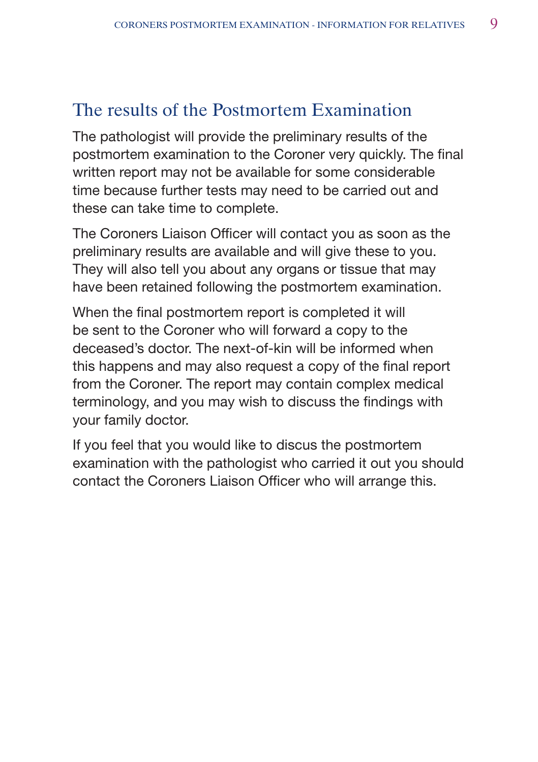## The results of the Postmortem Examination

The pathologist will provide the preliminary results of the postmortem examination to the Coroner very quickly. The final written report may not be available for some considerable time because further tests may need to be carried out and these can take time to complete.

The Coroners Liaison Officer will contact you as soon as the preliminary results are available and will give these to you. They will also tell you about any organs or tissue that may have been retained following the postmortem examination.

When the final postmortem report is completed it will be sent to the Coroner who will forward a copy to the deceased's doctor. The next-of-kin will be informed when this happens and may also request a copy of the final report from the Coroner. The report may contain complex medical terminology, and you may wish to discuss the findings with your family doctor.

If you feel that you would like to discus the postmortem examination with the pathologist who carried it out you should contact the Coroners Liaison Officer who will arrange this.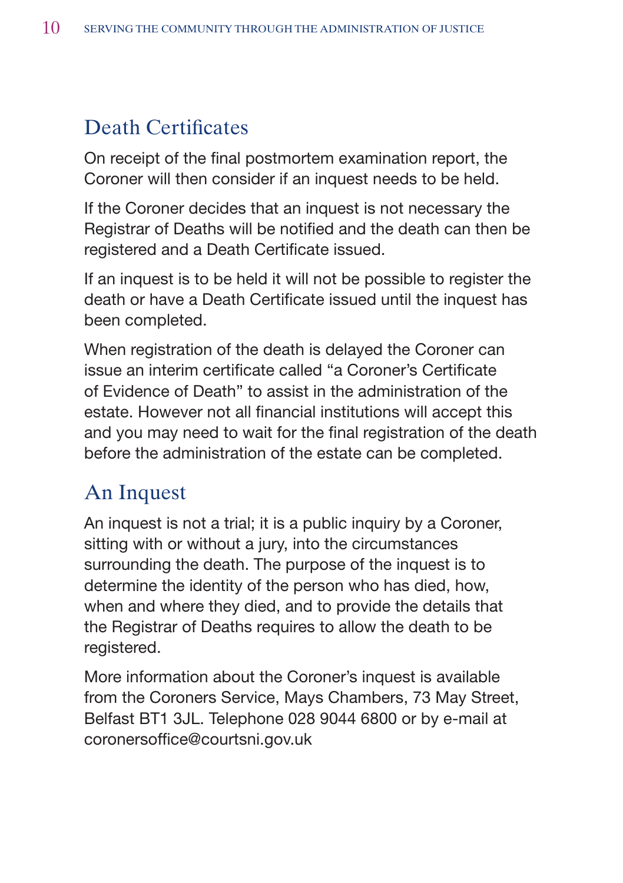## Death Certificates

On receipt of the final postmortem examination report, the Coroner will then consider if an inquest needs to be held.

If the Coroner decides that an inquest is not necessary the Registrar of Deaths will be notified and the death can then be registered and a Death Certificate issued.

If an inquest is to be held it will not be possible to register the death or have a Death Certificate issued until the inquest has been completed.

When registration of the death is delayed the Coroner can issue an interim certificate called "a Coroner's Certificate of Evidence of Death" to assist in the administration of the estate. However not all financial institutions will accept this and you may need to wait for the final registration of the death before the administration of the estate can be completed.

## An Inquest

An inquest is not a trial; it is a public inquiry by a Coroner, sitting with or without a jury, into the circumstances surrounding the death. The purpose of the inquest is to determine the identity of the person who has died, how, when and where they died, and to provide the details that the Registrar of Deaths requires to allow the death to be registered.

More information about the Coroner's inquest is available from the Coroners Service, Mays Chambers, 73 May Street, Belfast BT1 3JL. Telephone 028 9044 6800 or by e-mail at coronersoffice@courtsni.gov.uk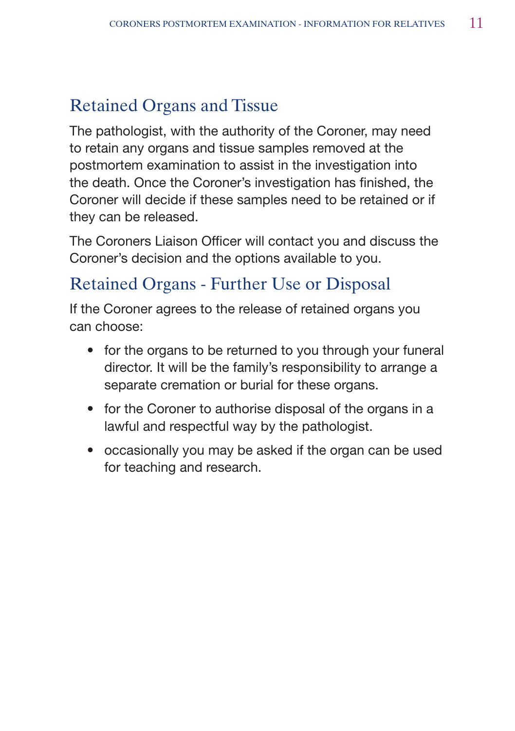## Retained Organs and Tissue

The pathologist, with the authority of the Coroner, may need to retain any organs and tissue samples removed at the postmortem examination to assist in the investigation into the death. Once the Coroner's investigation has finished, the Coroner will decide if these samples need to be retained or if they can be released.

The Coroners Liaison Officer will contact you and discuss the Coroner's decision and the options available to you.

## Retained Organs - Further Use or Disposal

If the Coroner agrees to the release of retained organs you can choose:

- for the organs to be returned to you through your funeral director. It will be the family's responsibility to arrange a separate cremation or burial for these organs.
- for the Coroner to authorise disposal of the organs in a lawful and respectful way by the pathologist.
- occasionally you may be asked if the organ can be used for teaching and research.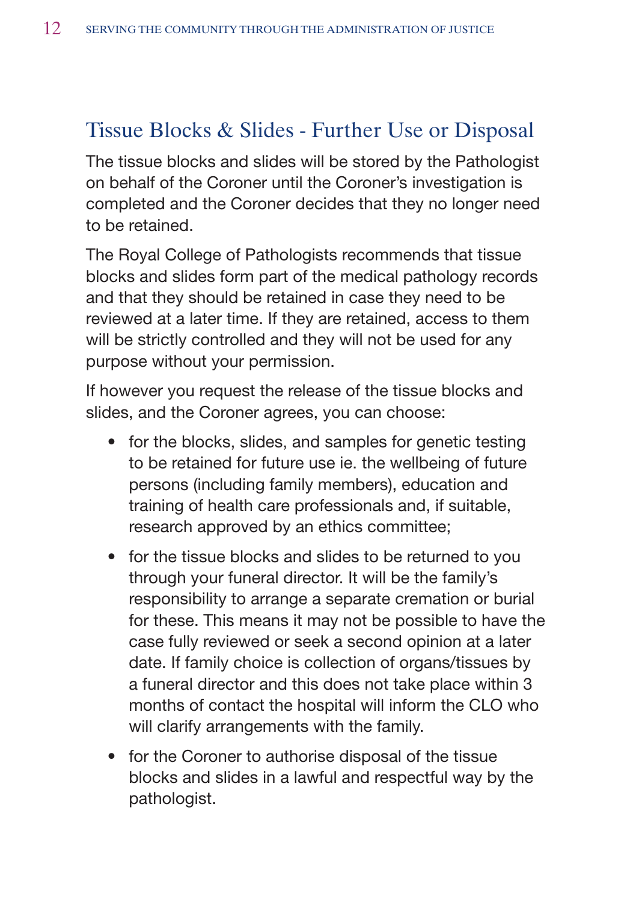## Tissue Blocks & Slides - Further Use or Disposal

The tissue blocks and slides will be stored by the Pathologist on behalf of the Coroner until the Coroner's investigation is completed and the Coroner decides that they no longer need to be retained.

The Royal College of Pathologists recommends that tissue blocks and slides form part of the medical pathology records and that they should be retained in case they need to be reviewed at a later time. If they are retained, access to them will be strictly controlled and they will not be used for any purpose without your permission.

If however you request the release of the tissue blocks and slides, and the Coroner agrees, you can choose:

- for the blocks, slides, and samples for genetic testing to be retained for future use ie. the wellbeing of future persons (including family members), education and training of health care professionals and, if suitable, research approved by an ethics committee;
- for the tissue blocks and slides to be returned to you through your funeral director. It will be the family's responsibility to arrange a separate cremation or burial for these. This means it may not be possible to have the case fully reviewed or seek a second opinion at a later date. If family choice is collection of organs/tissues by a funeral director and this does not take place within 3 months of contact the hospital will inform the CLO who will clarify arrangements with the family.
- for the Coroner to authorise disposal of the tissue blocks and slides in a lawful and respectful way by the pathologist.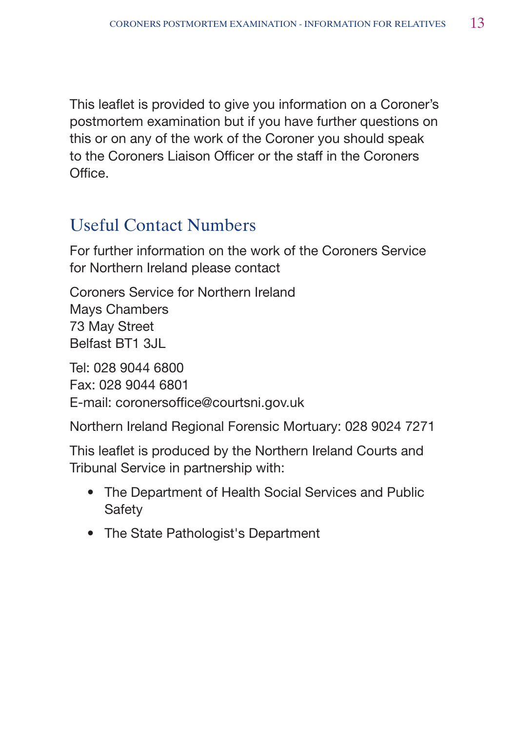This leaflet is provided to give you information on a Coroner's postmortem examination but if you have further questions on this or on any of the work of the Coroner you should speak to the Coroners Liaison Officer or the staff in the Coroners Office.

## Useful Contact Numbers

For further information on the work of the Coroners Service for Northern Ireland please contact

Coroners Service for Northern Ireland
Mays Chambers
73 May Street
Belfast BT1 3JL

Tel: 028 9044 6800
Fax: 028 9044 6801
E-mail: coronersoffice@courtsni.gov.uk

Northern Ireland Regional Forensic Mortuary: 028 9024 7271

This leaflet is produced by the Northern Ireland Courts and Tribunal Service in partnership with:

- The Department of Health Social Services and Public Safety
- The State Pathologist's Department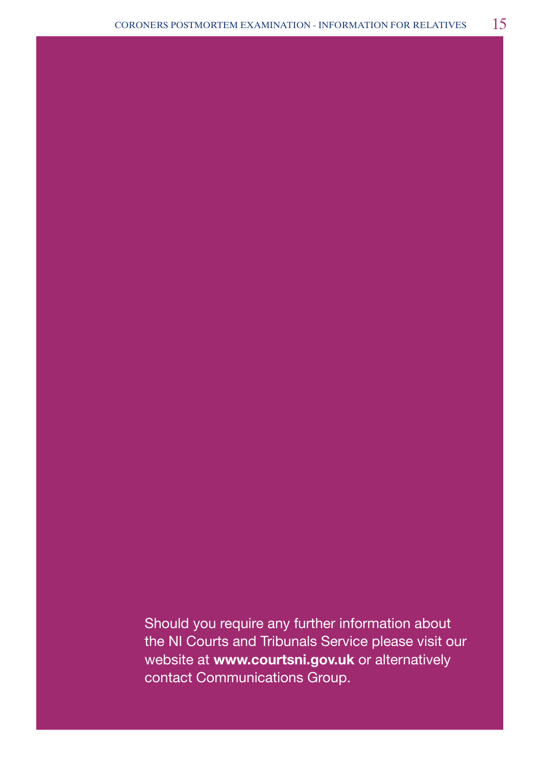Should you require any further information about the NI Courts and Tribunals Service please visit our website at **www.courtsni.gov.uk** or alternatively contact Communications Group.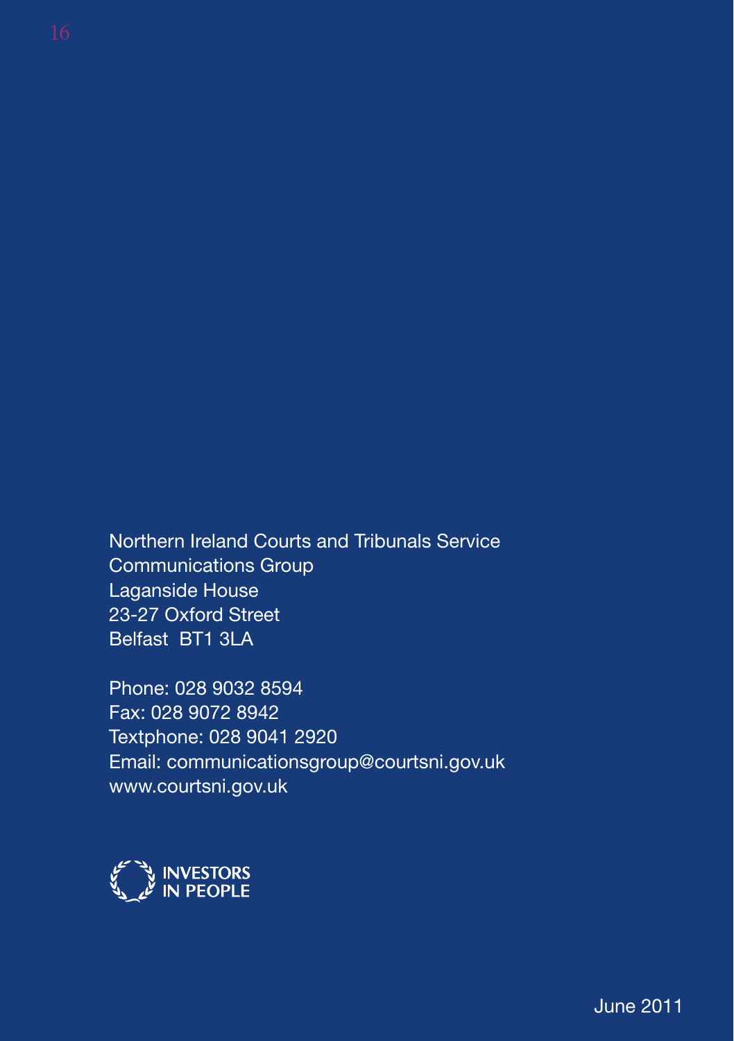Northern Ireland Courts and Tribunals Service
Communications Group
Laganside House
23-27 Oxford Street
Belfast BT1 3LA

Phone: 028 9032 8594
Fax: 028 9072 8942
Textphone: 028 9041 2920
Email: communicationsgroup@courtsni.gov.uk
www.courtsni.gov.uk

INVESTORS IN PEOPLE

June 2011